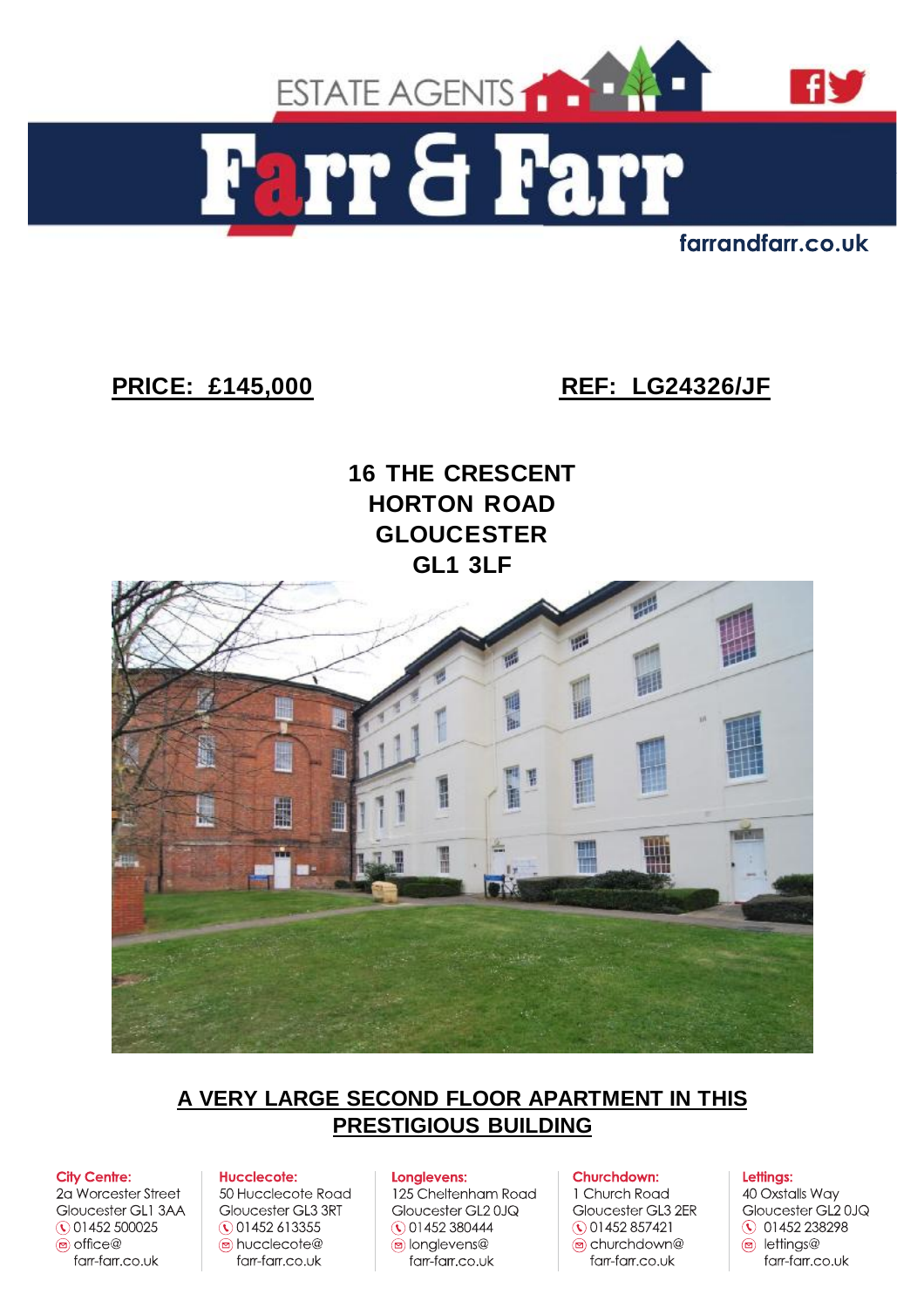ESTATE AGENTS

# Farr & Farr

farrandfarr.co.uk

**PRICE: £145,000**

**REF: LG24326/JF**

**16 THE CRESCENT**
**HORTON ROAD**
**GLOUCESTER**
**GL1 3LF**

## A VERY LARGE SECOND FLOOR APARTMENT IN THIS PRESTIGIOUS BUILDING

**City Centre:**
2a Worcester Street
Gloucester GL1 3AA
01452 500025
office@farr-farr.co.uk

**Hucclecote:**
50 Hucclecote Road
Gloucester GL3 3RT
01452 613355
hucclecote@farr-farr.co.uk

**Longlevens:**
125 Cheltenham Road
Gloucester GL2 0JQ
01452 380444
longlevens@farr-farr.co.uk

**Churchdown:**
1 Church Road
Gloucester GL3 2ER
01452 857421
churchdown@farr-farr.co.uk

**Lettings:**
40 Oxstalls Way
Gloucester GL2 0JQ
01452 238298
lettings@farr-farr.co.uk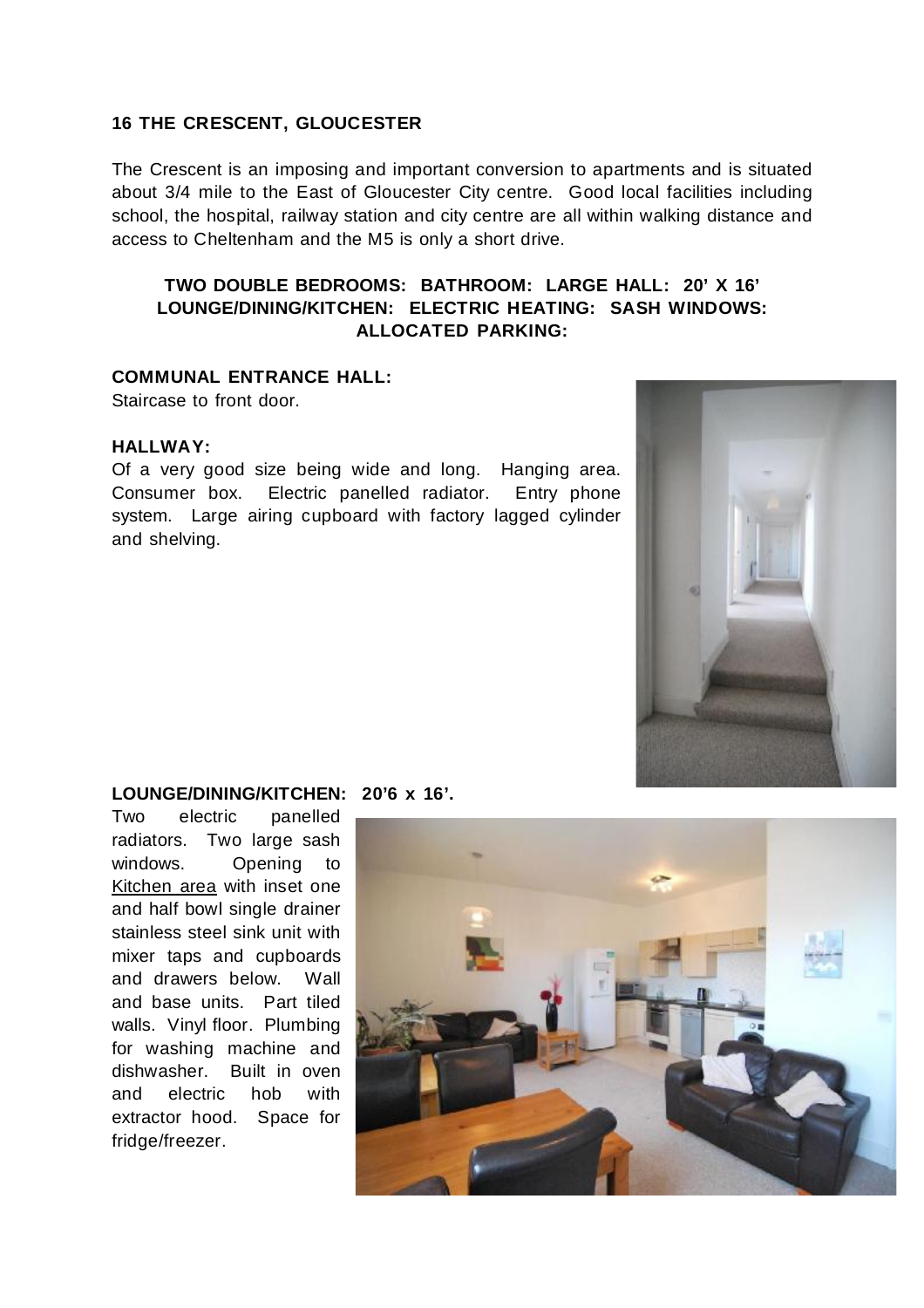**16 THE CRESCENT, GLOUCESTER**

The Crescent is an imposing and important conversion to apartments and is situated about 3/4 mile to the East of Gloucester City centre. Good local facilities including school, the hospital, railway station and city centre are all within walking distance and access to Cheltenham and the M5 is only a short drive.

**TWO DOUBLE BEDROOMS: BATHROOM: LARGE HALL: 20' X 16' LOUNGE/DINING/KITCHEN: ELECTRIC HEATING: SASH WINDOWS: ALLOCATED PARKING:**

**COMMUNAL ENTRANCE HALL:**
Staircase to front door.

**HALLWAY:**
Of a very good size being wide and long. Hanging area. Consumer box. Electric panelled radiator. Entry phone system. Large airing cupboard with factory lagged cylinder and shelving.

**LOUNGE/DINING/KITCHEN: 20'6 x 16'.**
Two electric panelled radiators. Two large sash windows. Opening to Kitchen area with inset one and half bowl single drainer stainless steel sink unit with mixer taps and cupboards and drawers below. Wall and base units. Part tiled walls. Vinyl floor. Plumbing for washing machine and dishwasher. Built in oven and electric hob with extractor hood. Space for fridge/freezer.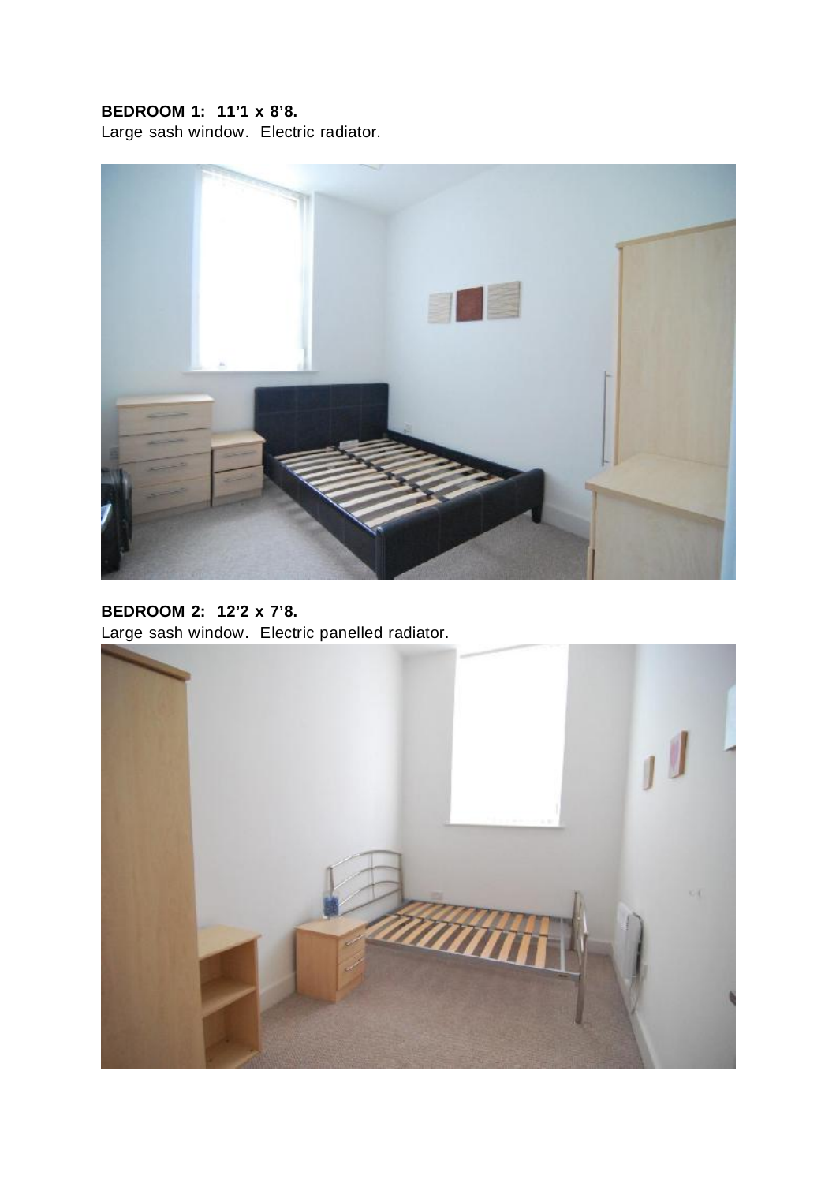**BEDROOM 1: 11'1 x 8'8.**
Large sash window. Electric radiator.

**BEDROOM 2: 12'2 x 7'8.**
Large sash window. Electric panelled radiator.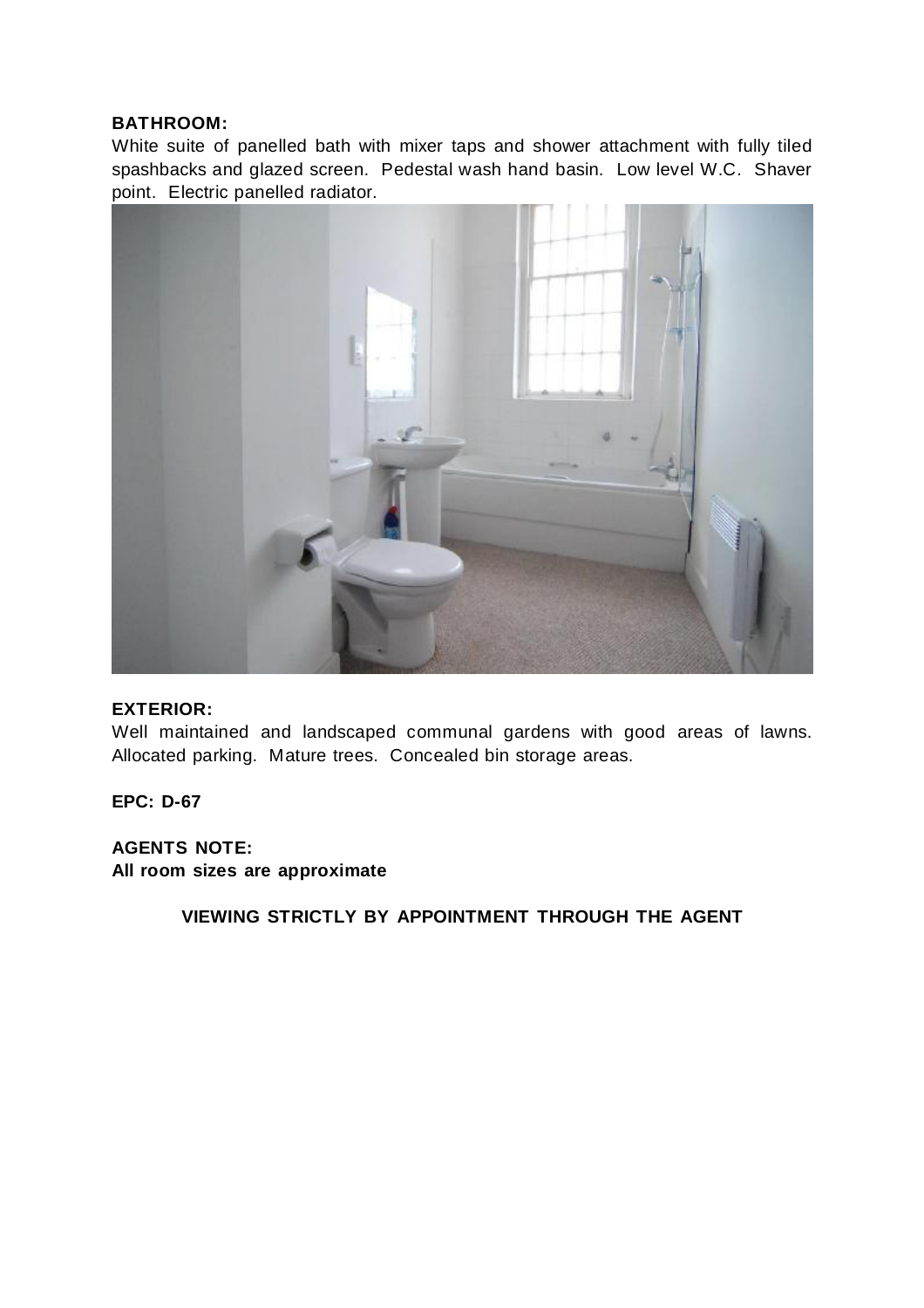**BATHROOM:**
White suite of panelled bath with mixer taps and shower attachment with fully tiled spashbacks and glazed screen. Pedestal wash hand basin. Low level W.C. Shaver point. Electric panelled radiator.

**EXTERIOR:**
Well maintained and landscaped communal gardens with good areas of lawns. Allocated parking. Mature trees. Concealed bin storage areas.

**EPC: D-67**

**AGENTS NOTE:**
**All room sizes are approximate**

**VIEWING STRICTLY BY APPOINTMENT THROUGH THE AGENT**